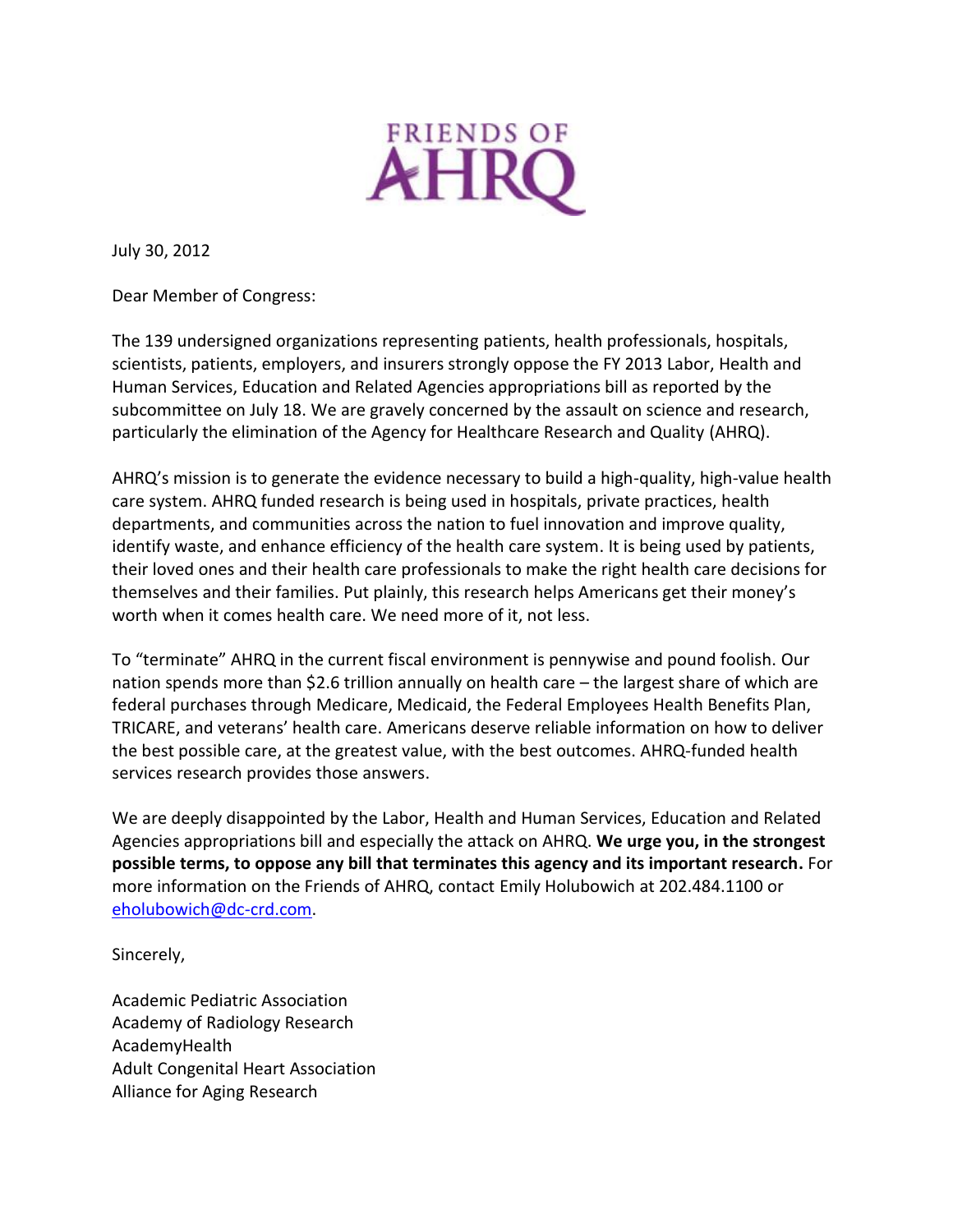FRIENDS OF AHRQ

July 30, 2012

Dear Member of Congress:

The 139 undersigned organizations representing patients, health professionals, hospitals, scientists, patients, employers, and insurers strongly oppose the FY 2013 Labor, Health and Human Services, Education and Related Agencies appropriations bill as reported by the subcommittee on July 18. We are gravely concerned by the assault on science and research, particularly the elimination of the Agency for Healthcare Research and Quality (AHRQ).

AHRQ's mission is to generate the evidence necessary to build a high-quality, high-value health care system. AHRQ funded research is being used in hospitals, private practices, health departments, and communities across the nation to fuel innovation and improve quality, identify waste, and enhance efficiency of the health care system. It is being used by patients, their loved ones and their health care professionals to make the right health care decisions for themselves and their families. Put plainly, this research helps Americans get their money's worth when it comes health care. We need more of it, not less.

To "terminate" AHRQ in the current fiscal environment is pennywise and pound foolish. Our nation spends more than $2.6 trillion annually on health care – the largest share of which are federal purchases through Medicare, Medicaid, the Federal Employees Health Benefits Plan, TRICARE, and veterans' health care. Americans deserve reliable information on how to deliver the best possible care, at the greatest value, with the best outcomes. AHRQ-funded health services research provides those answers.

We are deeply disappointed by the Labor, Health and Human Services, Education and Related Agencies appropriations bill and especially the attack on AHRQ. **We urge you, in the strongest possible terms, to oppose any bill that terminates this agency and its important research.** For more information on the Friends of AHRQ, contact Emily Holubowich at 202.484.1100 or ehol​ubowich@dc-crd.com.

Sincerely,

Academic Pediatric Association
Academy of Radiology Research
AcademyHealth
Adult Congenital Heart Association
Alliance for Aging Research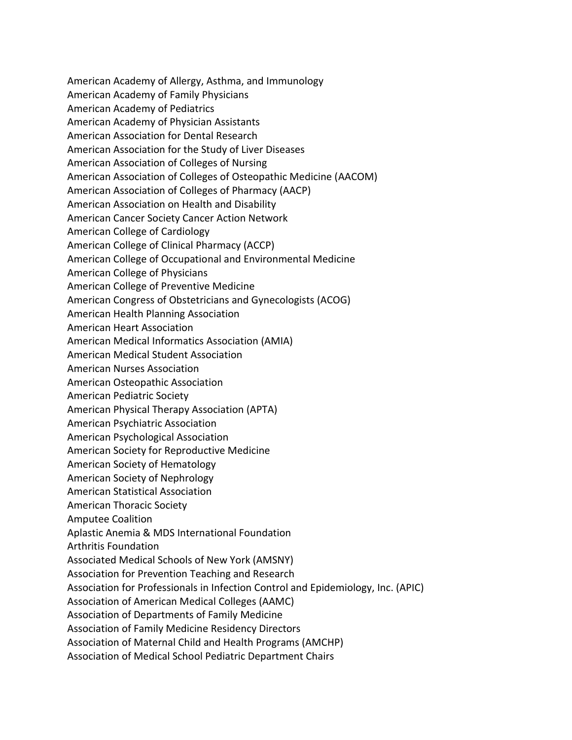American Academy of Allergy, Asthma, and Immunology
American Academy of Family Physicians
American Academy of Pediatrics
American Academy of Physician Assistants
American Association for Dental Research
American Association for the Study of Liver Diseases
American Association of Colleges of Nursing
American Association of Colleges of Osteopathic Medicine (AACOM)
American Association of Colleges of Pharmacy (AACP)
American Association on Health and Disability
American Cancer Society Cancer Action Network
American College of Cardiology
American College of Clinical Pharmacy (ACCP)
American College of Occupational and Environmental Medicine
American College of Physicians
American College of Preventive Medicine
American Congress of Obstetricians and Gynecologists (ACOG)
American Health Planning Association
American Heart Association
American Medical Informatics Association (AMIA)
American Medical Student Association
American Nurses Association
American Osteopathic Association
American Pediatric Society
American Physical Therapy Association (APTA)
American Psychiatric Association
American Psychological Association
American Society for Reproductive Medicine
American Society of Hematology
American Society of Nephrology
American Statistical Association
American Thoracic Society
Amputee Coalition
Aplastic Anemia & MDS International Foundation
Arthritis Foundation
Associated Medical Schools of New York (AMSNY)
Association for Prevention Teaching and Research
Association for Professionals in Infection Control and Epidemiology, Inc. (APIC)
Association of American Medical Colleges (AAMC)
Association of Departments of Family Medicine
Association of Family Medicine Residency Directors
Association of Maternal Child and Health Programs (AMCHP)
Association of Medical School Pediatric Department Chairs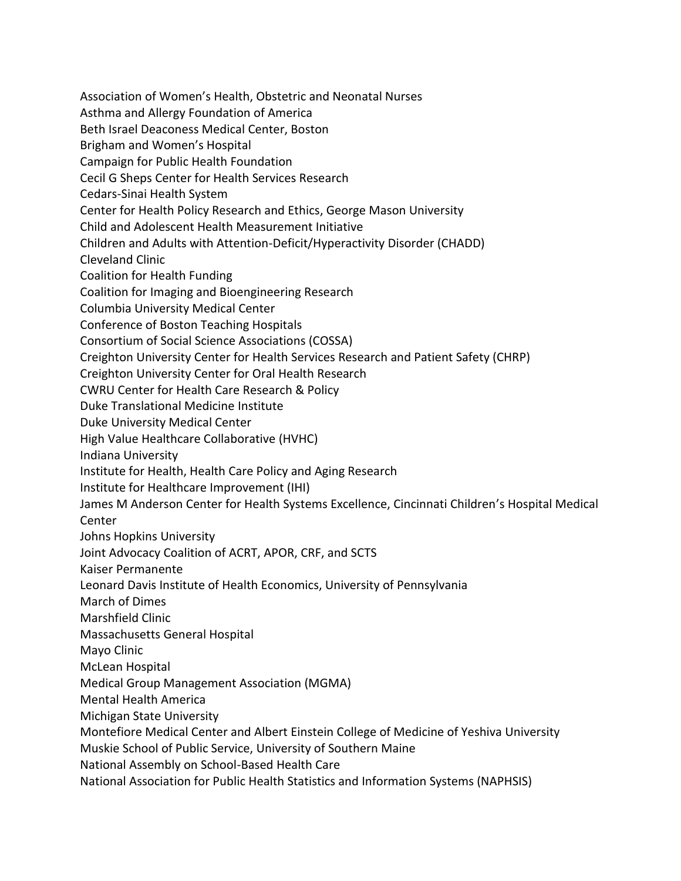Association of Women's Health, Obstetric and Neonatal Nurses
Asthma and Allergy Foundation of America
Beth Israel Deaconess Medical Center, Boston
Brigham and Women's Hospital
Campaign for Public Health Foundation
Cecil G Sheps Center for Health Services Research
Cedars-Sinai Health System
Center for Health Policy Research and Ethics, George Mason University
Child and Adolescent Health Measurement Initiative
Children and Adults with Attention-Deficit/Hyperactivity Disorder (CHADD)
Cleveland Clinic
Coalition for Health Funding
Coalition for Imaging and Bioengineering Research
Columbia University Medical Center
Conference of Boston Teaching Hospitals
Consortium of Social Science Associations (COSSA)
Creighton University Center for Health Services Research and Patient Safety (CHRP)
Creighton University Center for Oral Health Research
CWRU Center for Health Care Research & Policy
Duke Translational Medicine Institute
Duke University Medical Center
High Value Healthcare Collaborative (HVHC)
Indiana University
Institute for Health, Health Care Policy and Aging Research
Institute for Healthcare Improvement (IHI)
James M Anderson Center for Health Systems Excellence, Cincinnati Children's Hospital Medical Center
Johns Hopkins University
Joint Advocacy Coalition of ACRT, APOR, CRF, and SCTS
Kaiser Permanente
Leonard Davis Institute of Health Economics, University of Pennsylvania
March of Dimes
Marshfield Clinic
Massachusetts General Hospital
Mayo Clinic
McLean Hospital
Medical Group Management Association (MGMA)
Mental Health America
Michigan State University
Montefiore Medical Center and Albert Einstein College of Medicine of Yeshiva University
Muskie School of Public Service, University of Southern Maine
National Assembly on School-Based Health Care
National Association for Public Health Statistics and Information Systems (NAPHSIS)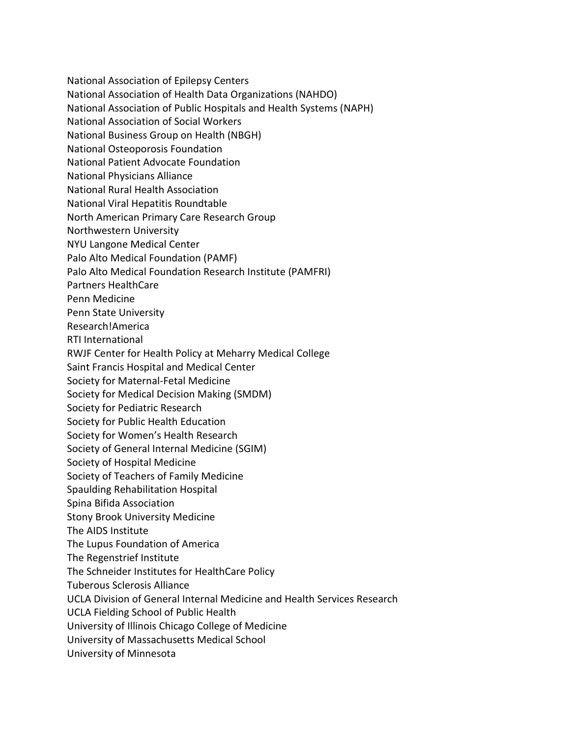National Association of Epilepsy Centers
National Association of Health Data Organizations (NAHDO)
National Association of Public Hospitals and Health Systems (NAPH)
National Association of Social Workers
National Business Group on Health (NBGH)
National Osteoporosis Foundation
National Patient Advocate Foundation
National Physicians Alliance
National Rural Health Association
National Viral Hepatitis Roundtable
North American Primary Care Research Group
Northwestern University
NYU Langone Medical Center
Palo Alto Medical Foundation (PAMF)
Palo Alto Medical Foundation Research Institute (PAMFRI)
Partners HealthCare
Penn Medicine
Penn State University
Research!America
RTI International
RWJF Center for Health Policy at Meharry Medical College
Saint Francis Hospital and Medical Center
Society for Maternal-Fetal Medicine
Society for Medical Decision Making (SMDM)
Society for Pediatric Research
Society for Public Health Education
Society for Women's Health Research
Society of General Internal Medicine (SGIM)
Society of Hospital Medicine
Society of Teachers of Family Medicine
Spaulding Rehabilitation Hospital
Spina Bifida Association
Stony Brook University Medicine
The AIDS Institute
The Lupus Foundation of America
The Regenstrief Institute
The Schneider Institutes for HealthCare Policy
Tuberous Sclerosis Alliance
UCLA Division of General Internal Medicine and Health Services Research
UCLA Fielding School of Public Health
University of Illinois Chicago College of Medicine
University of Massachusetts Medical School
University of Minnesota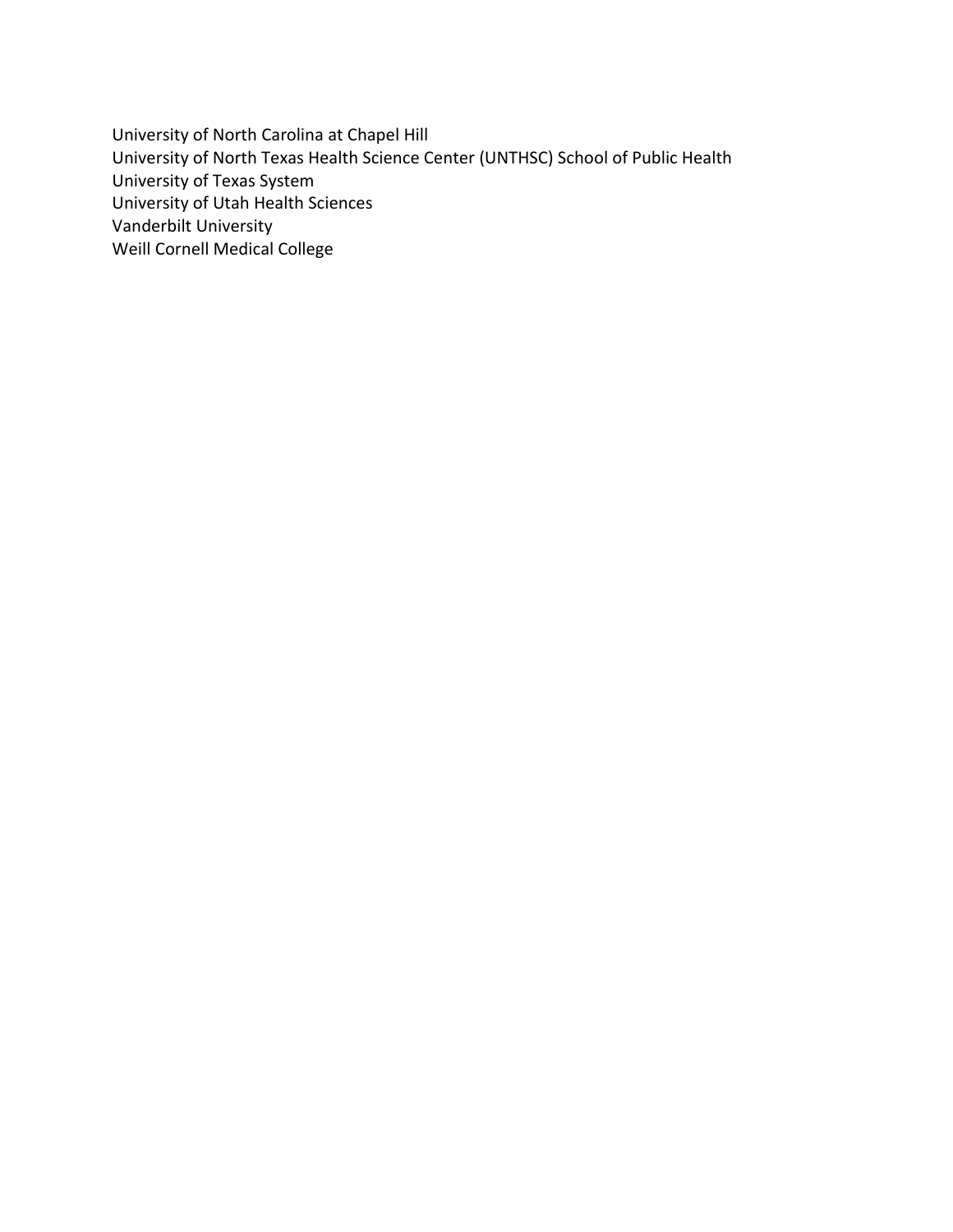University of North Carolina at Chapel Hill
University of North Texas Health Science Center (UNTHSC) School of Public Health
University of Texas System
University of Utah Health Sciences
Vanderbilt University
Weill Cornell Medical College